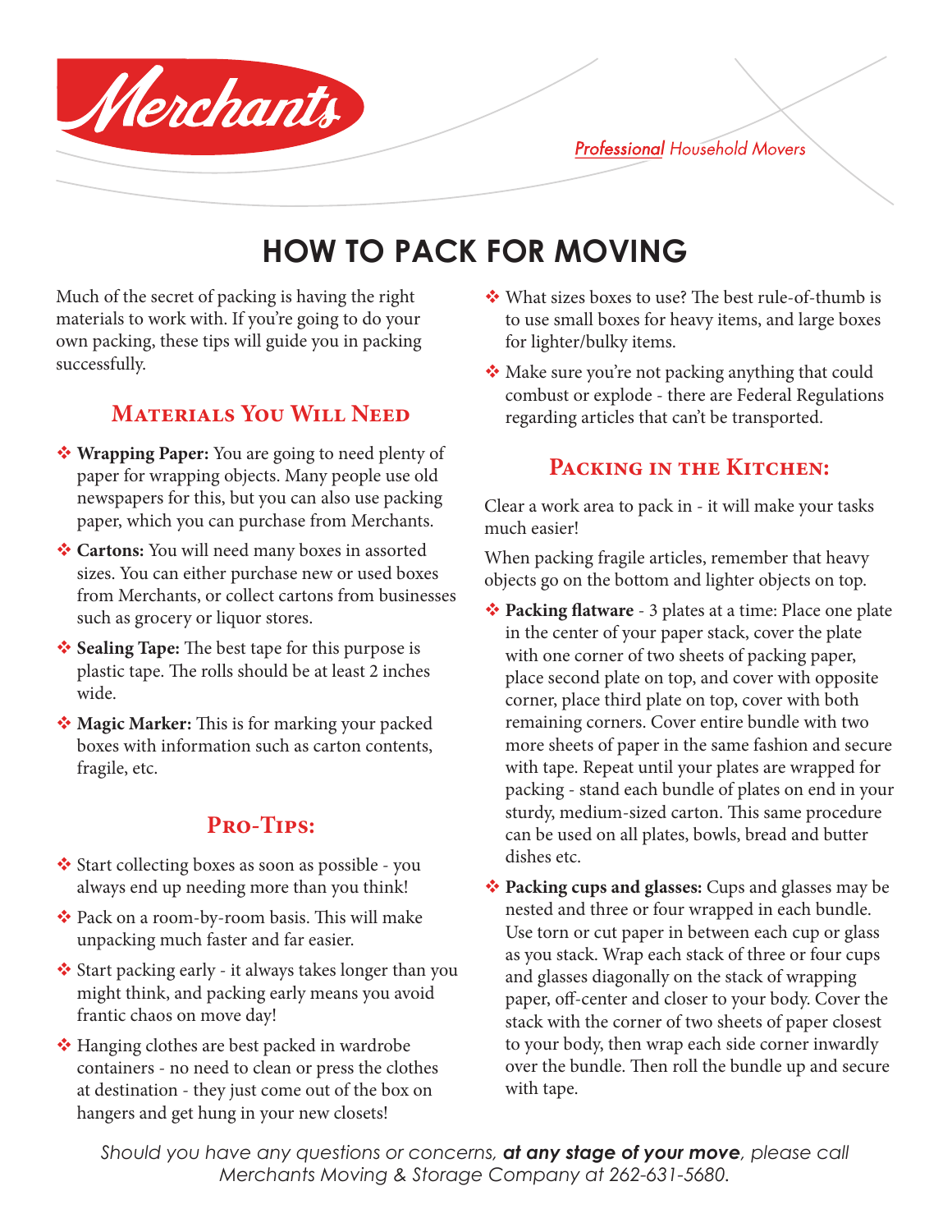Merchants

*Professional Household Movers*

# HOW TO PACK FOR MOVING

Much of the secret of packing is having the right materials to work with. If you're going to do your own packing, these tips will guide you in packing successfully.

## Materials You Will Need

- **Wrapping Paper:** You are going to need plenty of paper for wrapping objects. Many people use old newspapers for this, but you can also use packing paper, which you can purchase from Merchants.
- **Cartons:** You will need many boxes in assorted sizes. You can either purchase new or used boxes from Merchants, or collect cartons from businesses such as grocery or liquor stores.
- **Sealing Tape:** The best tape for this purpose is plastic tape. The rolls should be at least 2 inches wide.
- **Magic Marker:** This is for marking your packed boxes with information such as carton contents, fragile, etc.

## Pro-Tips:

- Start collecting boxes as soon as possible - you always end up needing more than you think!
- Pack on a room-by-room basis. This will make unpacking much faster and far easier.
- Start packing early - it always takes longer than you might think, and packing early means you avoid frantic chaos on move day!
- Hanging clothes are best packed in wardrobe containers - no need to clean or press the clothes at destination - they just come out of the box on hangers and get hung in your new closets!
- What sizes boxes to use? The best rule-of-thumb is to use small boxes for heavy items, and large boxes for lighter/bulky items.
- Make sure you're not packing anything that could combust or explode - there are Federal Regulations regarding articles that can't be transported.

## Packing in the Kitchen:

Clear a work area to pack in - it will make your tasks much easier!

When packing fragile articles, remember that heavy objects go on the bottom and lighter objects on top.

- **Packing flatware** - 3 plates at a time: Place one plate in the center of your paper stack, cover the plate with one corner of two sheets of packing paper, place second plate on top, and cover with opposite corner, place third plate on top, cover with both remaining corners. Cover entire bundle with two more sheets of paper in the same fashion and secure with tape. Repeat until your plates are wrapped for packing - stand each bundle of plates on end in your sturdy, medium-sized carton. This same procedure can be used on all plates, bowls, bread and butter dishes etc.
- **Packing cups and glasses:** Cups and glasses may be nested and three or four wrapped in each bundle. Use torn or cut paper in between each cup or glass as you stack. Wrap each stack of three or four cups and glasses diagonally on the stack of wrapping paper, off-center and closer to your body. Cover the stack with the corner of two sheets of paper closest to your body, then wrap each side corner inwardly over the bundle. Then roll the bundle up and secure with tape.

*Should you have any questions or concerns, **at any stage of your move**, please call Merchants Moving & Storage Company at 262-631-5680.*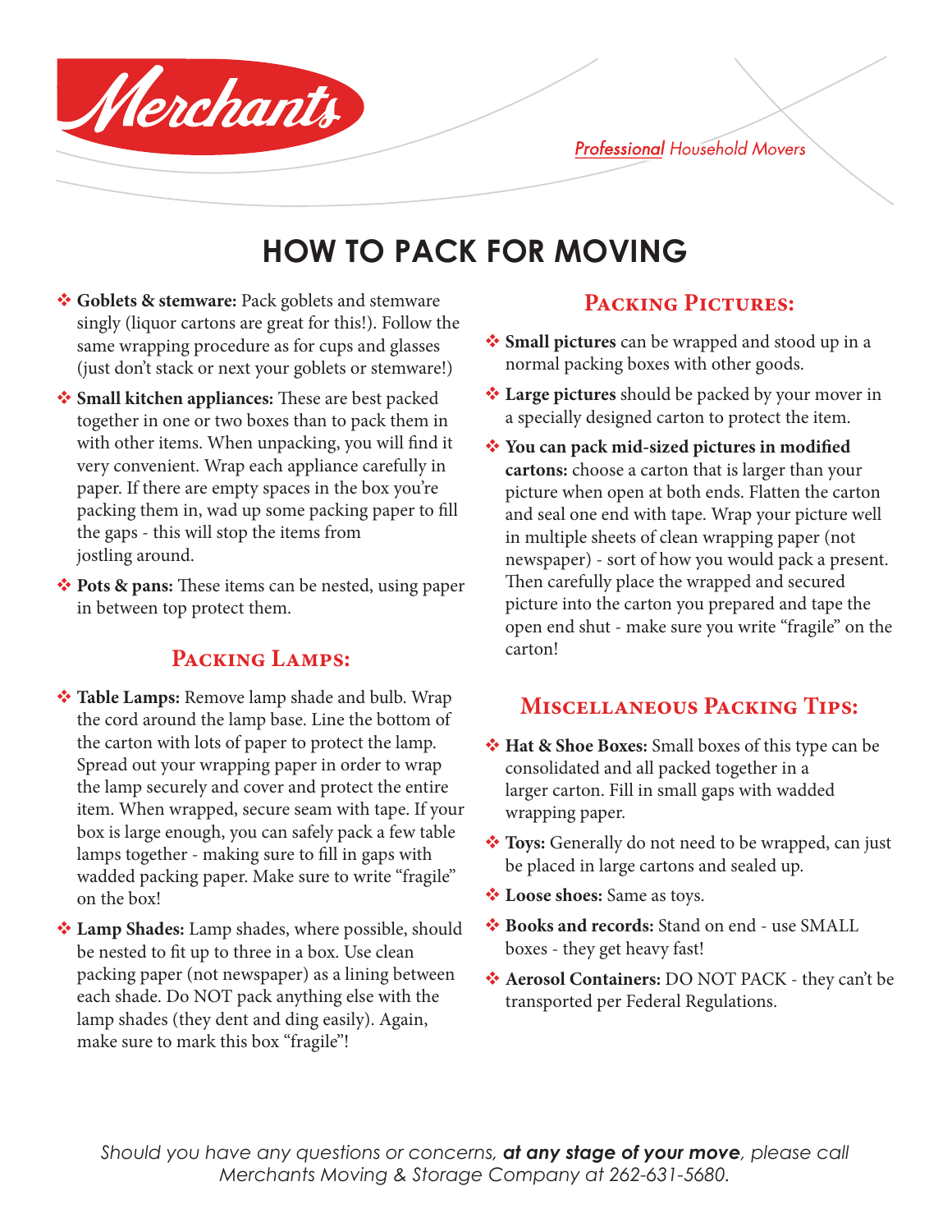Merchants

*Professional Household Movers*

# HOW TO PACK FOR MOVING

- **Goblets & stemware:** Pack goblets and stemware singly (liquor cartons are great for this!). Follow the same wrapping procedure as for cups and glasses (just don't stack or next your goblets or stemware!)
- **Small kitchen appliances:** These are best packed together in one or two boxes than to pack them in with other items. When unpacking, you will find it very convenient. Wrap each appliance carefully in paper. If there are empty spaces in the box you're packing them in, wad up some packing paper to fill the gaps - this will stop the items from jostling around.
- **Pots & pans:** These items can be nested, using paper in between top protect them.

## Packing Lamps:

- **Table Lamps:** Remove lamp shade and bulb. Wrap the cord around the lamp base. Line the bottom of the carton with lots of paper to protect the lamp. Spread out your wrapping paper in order to wrap the lamp securely and cover and protect the entire item. When wrapped, secure seam with tape. If your box is large enough, you can safely pack a few table lamps together - making sure to fill in gaps with wadded packing paper. Make sure to write "fragile" on the box!
- **Lamp Shades:** Lamp shades, where possible, should be nested to fit up to three in a box. Use clean packing paper (not newspaper) as a lining between each shade. Do NOT pack anything else with the lamp shades (they dent and ding easily). Again, make sure to mark this box "fragile"!

## Packing Pictures:

- **Small pictures** can be wrapped and stood up in a normal packing boxes with other goods.
- **Large pictures** should be packed by your mover in a specially designed carton to protect the item.
- **You can pack mid-sized pictures in modified cartons:** choose a carton that is larger than your picture when open at both ends. Flatten the carton and seal one end with tape. Wrap your picture well in multiple sheets of clean wrapping paper (not newspaper) - sort of how you would pack a present. Then carefully place the wrapped and secured picture into the carton you prepared and tape the open end shut - make sure you write "fragile" on the carton!

## Miscellaneous Packing Tips:

- **Hat & Shoe Boxes:** Small boxes of this type can be consolidated and all packed together in a larger carton. Fill in small gaps with wadded wrapping paper.
- **Toys:** Generally do not need to be wrapped, can just be placed in large cartons and sealed up.
- **Loose shoes:** Same as toys.
- **Books and records:** Stand on end - use SMALL boxes - they get heavy fast!
- **Aerosol Containers:** DO NOT PACK - they can't be transported per Federal Regulations.

*Should you have any questions or concerns, **at any stage of your move**, please call Merchants Moving & Storage Company at 262-631-5680.*